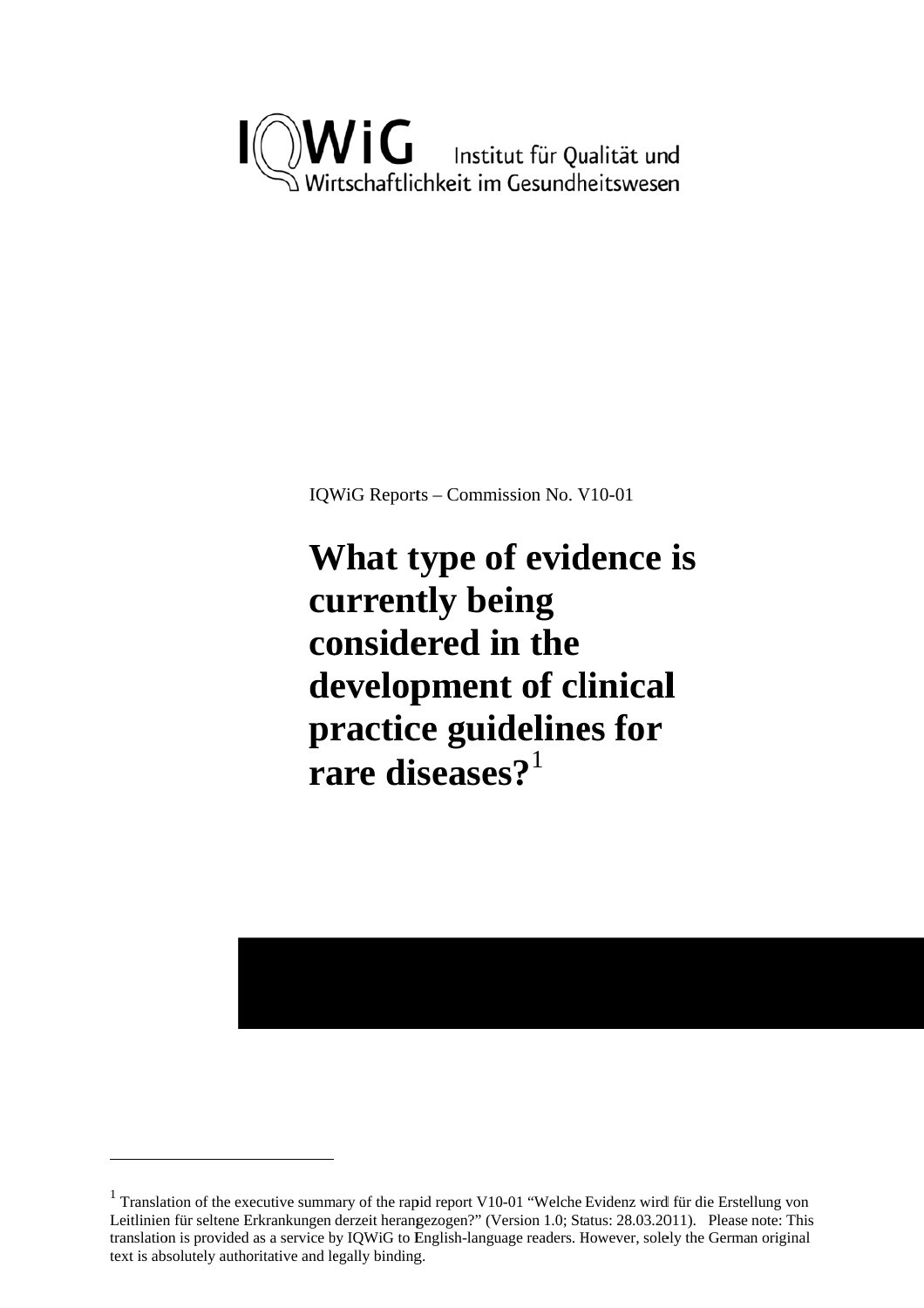IQWiG Institut für Qualität und Wirtschaftlichkeit im Gesundheitswesen

IQWiG Reports – Commission No. V10-01

# What type of evidence is currently being considered in the development of clinical practice guidelines for rare diseases?[1]

[1] Translation of the executive summary of the rapid report V10-01 "Welche Evidenz wird für die Erstellung von Leitlinien für seltene Erkrankungen derzeit herangezogen?" (Version 1.0; Status: 28.03.2011). Please note: This translation is provided as a service by IQWiG to English-language readers. However, solely the German original text is absolutely authoritative and legally binding.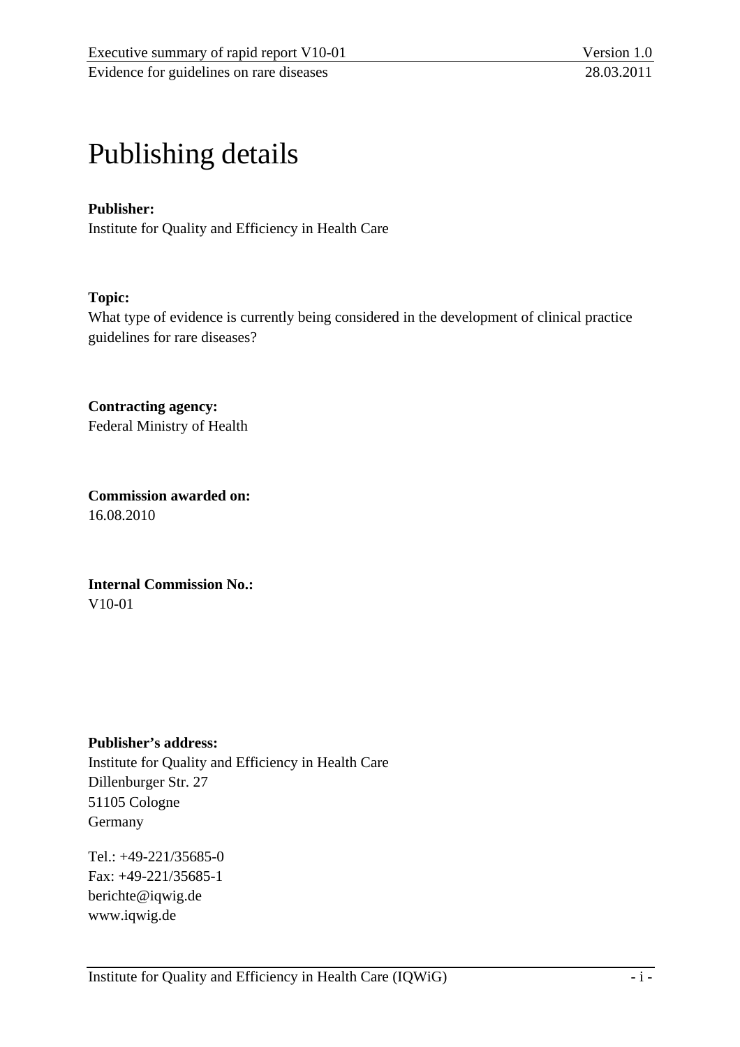# Publishing details

**Publisher:**
Institute for Quality and Efficiency in Health Care

**Topic:**
What type of evidence is currently being considered in the development of clinical practice guidelines for rare diseases?

**Contracting agency:**
Federal Ministry of Health

**Commission awarded on:**
16.08.2010

**Internal Commission No.:**
V10-01

**Publisher's address:**
Institute for Quality and Efficiency in Health Care
Dillenburger Str. 27
51105 Cologne
Germany

Tel.: +49-221/35685-0
Fax: +49-221/35685-1
berichte@iqwig.de
www.iqwig.de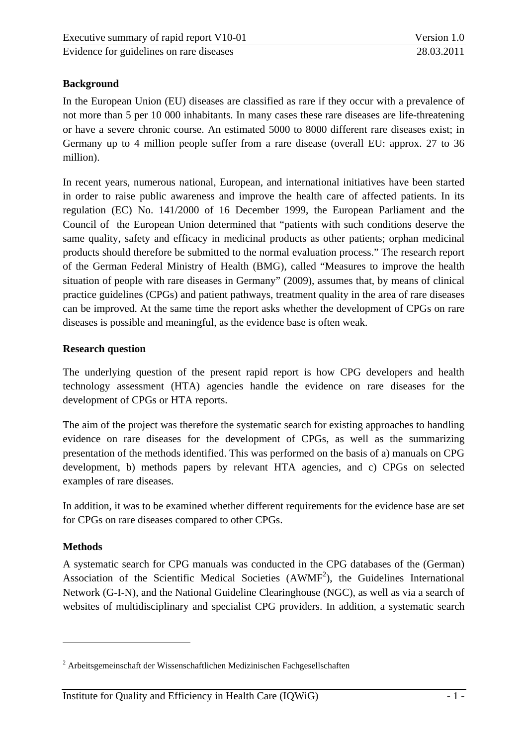## Background

In the European Union (EU) diseases are classified as rare if they occur with a prevalence of not more than 5 per 10 000 inhabitants. In many cases these rare diseases are life-threatening or have a severe chronic course. An estimated 5000 to 8000 different rare diseases exist; in Germany up to 4 million people suffer from a rare disease (overall EU: approx. 27 to 36 million).

In recent years, numerous national, European, and international initiatives have been started in order to raise public awareness and improve the health care of affected patients. In its regulation (EC) No. 141/2000 of 16 December 1999, the European Parliament and the Council of the European Union determined that "patients with such conditions deserve the same quality, safety and efficacy in medicinal products as other patients; orphan medicinal products should therefore be submitted to the normal evaluation process." The research report of the German Federal Ministry of Health (BMG), called "Measures to improve the health situation of people with rare diseases in Germany" (2009), assumes that, by means of clinical practice guidelines (CPGs) and patient pathways, treatment quality in the area of rare diseases can be improved. At the same time the report asks whether the development of CPGs on rare diseases is possible and meaningful, as the evidence base is often weak.

## Research question

The underlying question of the present rapid report is how CPG developers and health technology assessment (HTA) agencies handle the evidence on rare diseases for the development of CPGs or HTA reports.

The aim of the project was therefore the systematic search for existing approaches to handling evidence on rare diseases for the development of CPGs, as well as the summarizing presentation of the methods identified. This was performed on the basis of a) manuals on CPG development, b) methods papers by relevant HTA agencies, and c) CPGs on selected examples of rare diseases.

In addition, it was to be examined whether different requirements for the evidence base are set for CPGs on rare diseases compared to other CPGs.

## Methods

A systematic search for CPG manuals was conducted in the CPG databases of the (German) Association of the Scientific Medical Societies (AWMF[2]), the Guidelines International Network (G-I-N), and the National Guideline Clearinghouse (NGC), as well as via a search of websites of multidisciplinary and specialist CPG providers. In addition, a systematic search

[2] Arbeitsgemeinschaft der Wissenschaftlichen Medizinischen Fachgesellschaften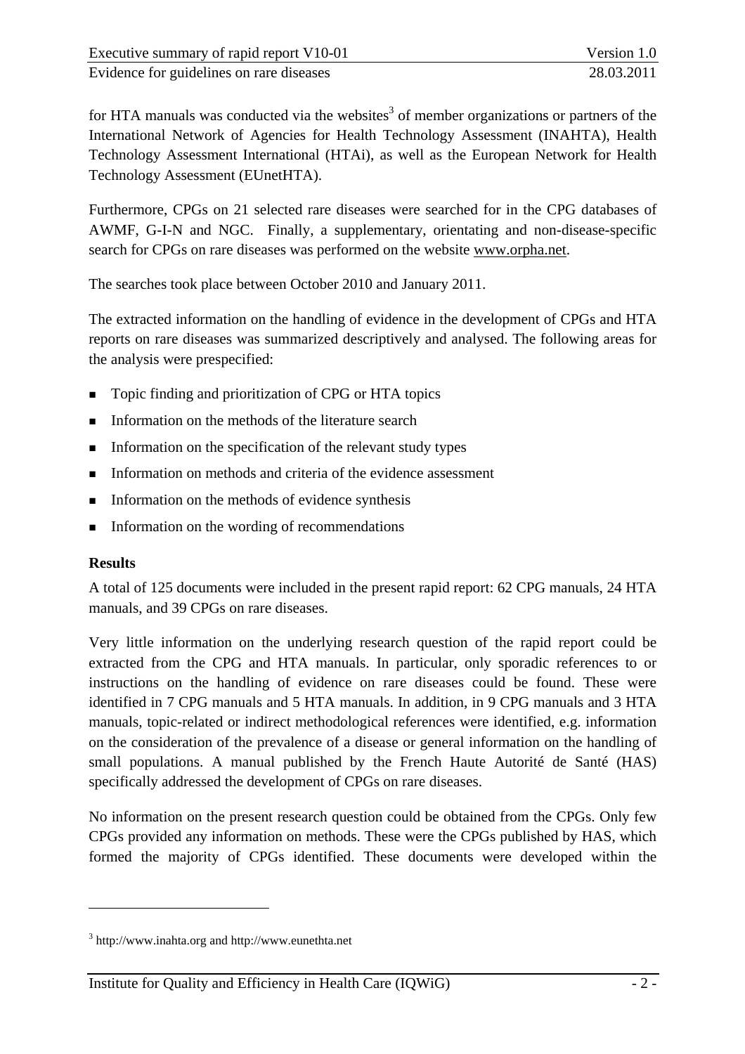for HTA manuals was conducted via the websites[3] of member organizations or partners of the International Network of Agencies for Health Technology Assessment (INAHTA), Health Technology Assessment International (HTAi), as well as the European Network for Health Technology Assessment (EUnetHTA).

Furthermore, CPGs on 21 selected rare diseases were searched for in the CPG databases of AWMF, G-I-N and NGC. Finally, a supplementary, orientating and non-disease-specific search for CPGs on rare diseases was performed on the website www.orpha.net.

The searches took place between October 2010 and January 2011.

The extracted information on the handling of evidence in the development of CPGs and HTA reports on rare diseases was summarized descriptively and analysed. The following areas for the analysis were prespecified:

- Topic finding and prioritization of CPG or HTA topics
- Information on the methods of the literature search
- Information on the specification of the relevant study types
- Information on methods and criteria of the evidence assessment
- Information on the methods of evidence synthesis
- Information on the wording of recommendations

**Results**

A total of 125 documents were included in the present rapid report: 62 CPG manuals, 24 HTA manuals, and 39 CPGs on rare diseases.

Very little information on the underlying research question of the rapid report could be extracted from the CPG and HTA manuals. In particular, only sporadic references to or instructions on the handling of evidence on rare diseases could be found. These were identified in 7 CPG manuals and 5 HTA manuals. In addition, in 9 CPG manuals and 3 HTA manuals, topic-related or indirect methodological references were identified, e.g. information on the consideration of the prevalence of a disease or general information on the handling of small populations. A manual published by the French Haute Autorité de Santé (HAS) specifically addressed the development of CPGs on rare diseases.

No information on the present research question could be obtained from the CPGs. Only few CPGs provided any information on methods. These were the CPGs published by HAS, which formed the majority of CPGs identified. These documents were developed within the

[3] http://www.inahta.org and http://www.eunethta.net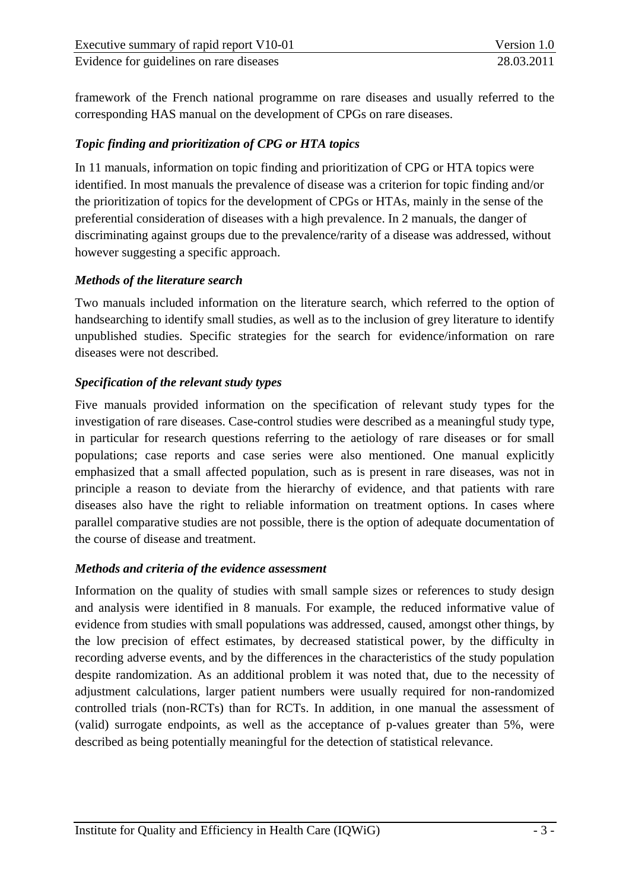framework of the French national programme on rare diseases and usually referred to the corresponding HAS manual on the development of CPGs on rare diseases.

### *Topic finding and prioritization of CPG or HTA topics*

In 11 manuals, information on topic finding and prioritization of CPG or HTA topics were identified. In most manuals the prevalence of disease was a criterion for topic finding and/or the prioritization of topics for the development of CPGs or HTAs, mainly in the sense of the preferential consideration of diseases with a high prevalence. In 2 manuals, the danger of discriminating against groups due to the prevalence/rarity of a disease was addressed, without however suggesting a specific approach.

### *Methods of the literature search*

Two manuals included information on the literature search, which referred to the option of handsearching to identify small studies, as well as to the inclusion of grey literature to identify unpublished studies. Specific strategies for the search for evidence/information on rare diseases were not described.

### *Specification of the relevant study types*

Five manuals provided information on the specification of relevant study types for the investigation of rare diseases. Case-control studies were described as a meaningful study type, in particular for research questions referring to the aetiology of rare diseases or for small populations; case reports and case series were also mentioned. One manual explicitly emphasized that a small affected population, such as is present in rare diseases, was not in principle a reason to deviate from the hierarchy of evidence, and that patients with rare diseases also have the right to reliable information on treatment options. In cases where parallel comparative studies are not possible, there is the option of adequate documentation of the course of disease and treatment.

### *Methods and criteria of the evidence assessment*

Information on the quality of studies with small sample sizes or references to study design and analysis were identified in 8 manuals. For example, the reduced informative value of evidence from studies with small populations was addressed, caused, amongst other things, by the low precision of effect estimates, by decreased statistical power, by the difficulty in recording adverse events, and by the differences in the characteristics of the study population despite randomization. As an additional problem it was noted that, due to the necessity of adjustment calculations, larger patient numbers were usually required for non-randomized controlled trials (non-RCTs) than for RCTs. In addition, in one manual the assessment of (valid) surrogate endpoints, as well as the acceptance of p-values greater than 5%, were described as being potentially meaningful for the detection of statistical relevance.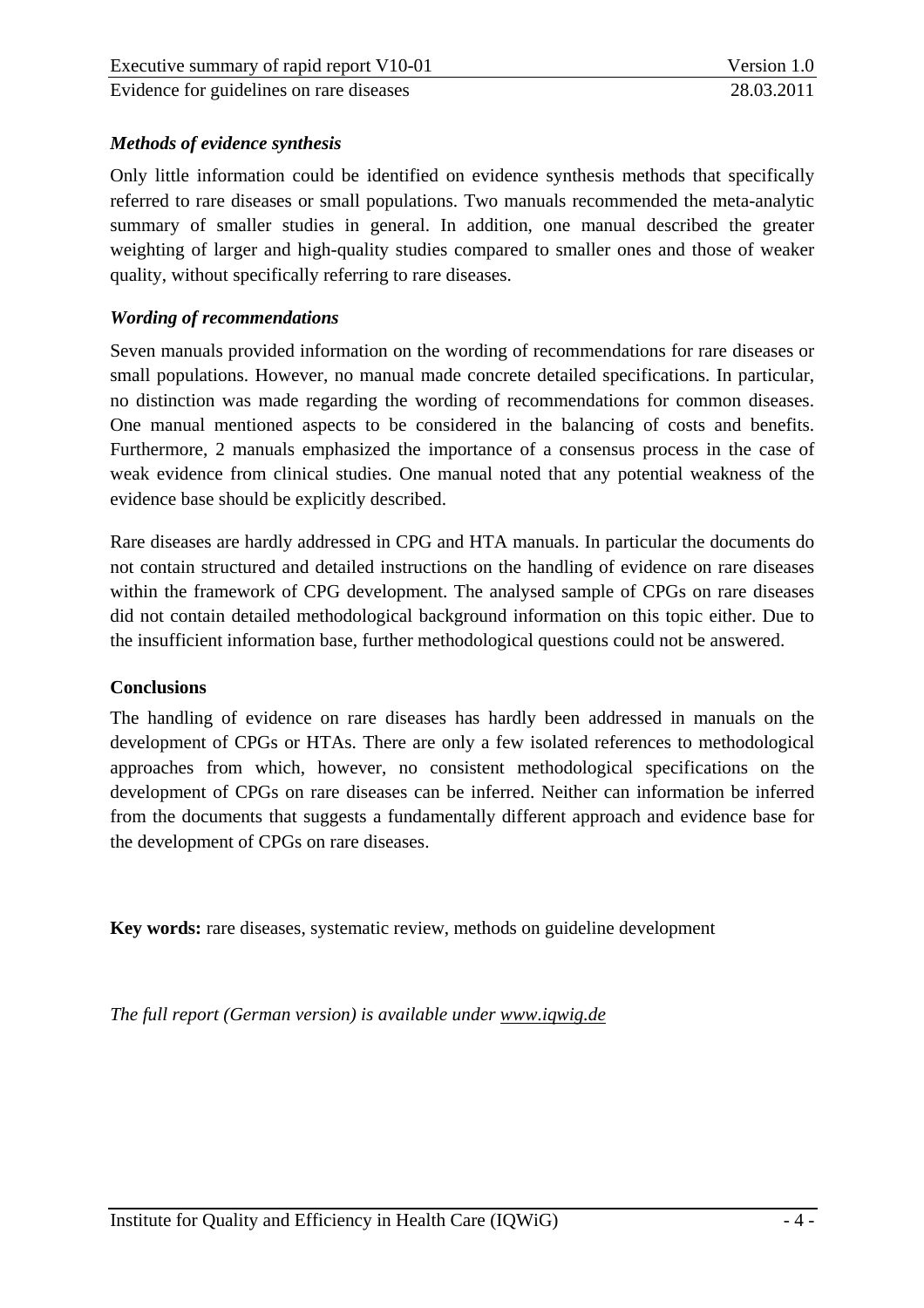### *Methods of evidence synthesis*

Only little information could be identified on evidence synthesis methods that specifically referred to rare diseases or small populations. Two manuals recommended the meta-analytic summary of smaller studies in general. In addition, one manual described the greater weighting of larger and high-quality studies compared to smaller ones and those of weaker quality, without specifically referring to rare diseases.

### *Wording of recommendations*

Seven manuals provided information on the wording of recommendations for rare diseases or small populations. However, no manual made concrete detailed specifications. In particular, no distinction was made regarding the wording of recommendations for common diseases. One manual mentioned aspects to be considered in the balancing of costs and benefits. Furthermore, 2 manuals emphasized the importance of a consensus process in the case of weak evidence from clinical studies. One manual noted that any potential weakness of the evidence base should be explicitly described.

Rare diseases are hardly addressed in CPG and HTA manuals. In particular the documents do not contain structured and detailed instructions on the handling of evidence on rare diseases within the framework of CPG development. The analysed sample of CPGs on rare diseases did not contain detailed methodological background information on this topic either. Due to the insufficient information base, further methodological questions could not be answered.

## Conclusions

The handling of evidence on rare diseases has hardly been addressed in manuals on the development of CPGs or HTAs. There are only a few isolated references to methodological approaches from which, however, no consistent methodological specifications on the development of CPGs on rare diseases can be inferred. Neither can information be inferred from the documents that suggests a fundamentally different approach and evidence base for the development of CPGs on rare diseases.

**Key words:** rare diseases, systematic review, methods on guideline development

*The full report (German version) is available under www.iqwig.de*